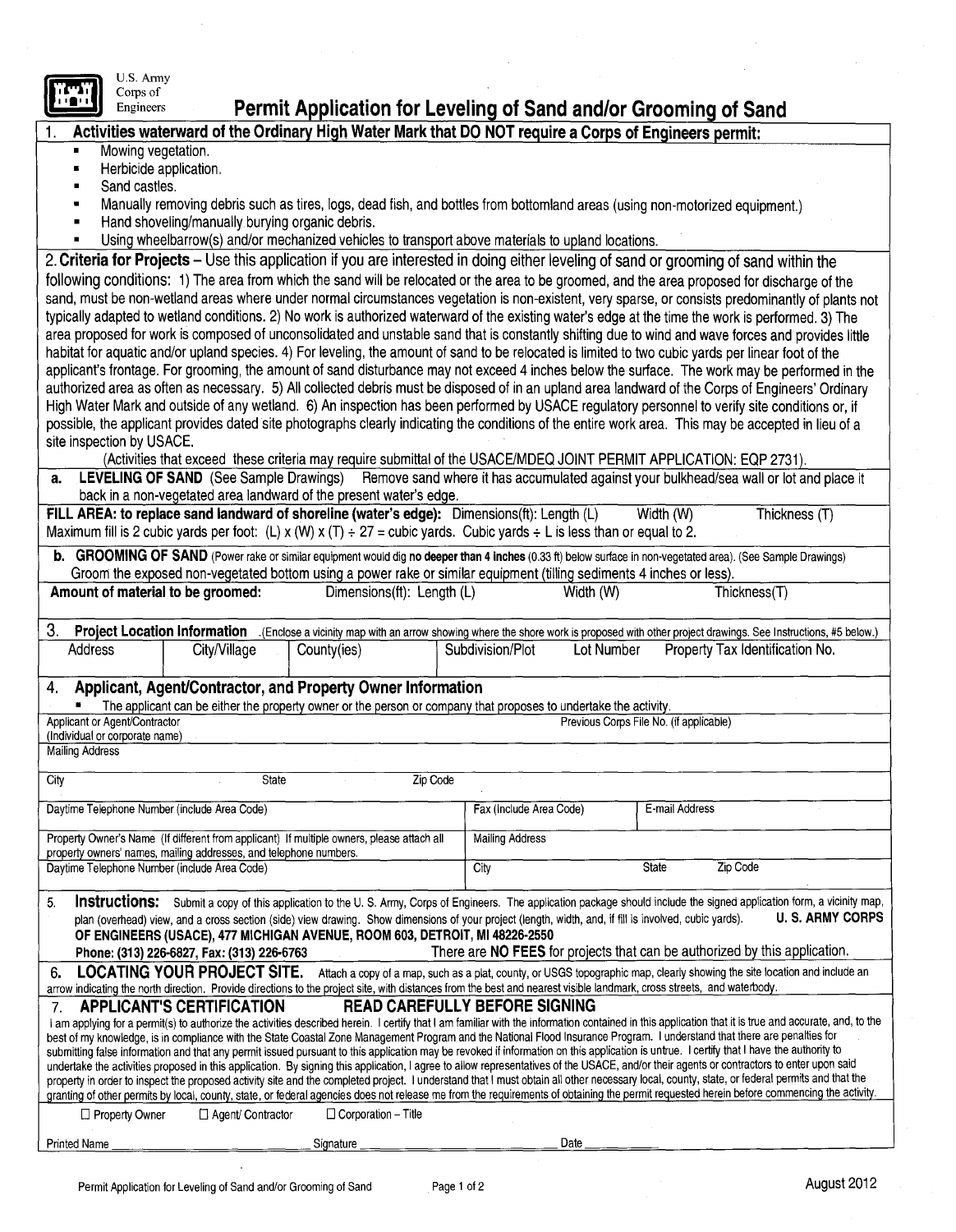U.S. Army Corps of Engineers

# Permit Application for Leveling of Sand and/or Grooming of Sand

## 1. Activities waterward of the Ordinary High Water Mark that DO NOT require a Corps of Engineers permit:

- Mowing vegetation.
- Herbicide application.
- Sand castles.
- Manually removing debris such as tires, logs, dead fish, and bottles from bottomland areas (using non-motorized equipment.)
- Hand shoveling/manually burying organic debris.
- Using wheelbarrow(s) and/or mechanized vehicles to transport above materials to upland locations.

## 2. Criteria for Projects

**2. Criteria for Projects** – Use this application if you are interested in doing either leveling of sand or grooming of sand within the following conditions: 1) The area from which the sand will be relocated or the area to be groomed, and the area proposed for discharge of the sand, must be non-wetland areas where under normal circumstances vegetation is non-existent, very sparse, or consists predominantly of plants not typically adapted to wetland conditions. 2) No work is authorized waterward of the existing water's edge at the time the work is performed. 3) The area proposed for work is composed of unconsolidated and unstable sand that is constantly shifting due to wind and wave forces and provides little habitat for aquatic and/or upland species. 4) For leveling, the amount of sand to be relocated is limited to two cubic yards per linear foot of the applicant's frontage. For grooming, the amount of sand disturbance may not exceed 4 inches below the surface. The work may be performed in the authorized area as often as necessary. 5) All collected debris must be disposed of in an upland area landward of the Corps of Engineers' Ordinary High Water Mark and outside of any wetland. 6) An inspection has been performed by USACE regulatory personnel to verify site conditions or, if possible, the applicant provides dated site photographs clearly indicating the conditions of the entire work area. This may be accepted in lieu of a site inspection by USACE.

(Activities that exceed these criteria may require submittal of the USACE/MDEQ JOINT PERMIT APPLICATION: EQP 2731).

**a. LEVELING OF SAND** (See Sample Drawings) Remove sand where it has accumulated against your bulkhead/sea wall or lot and place it back in a non-vegetated area landward of the present water's edge.

**FILL AREA: to replace sand landward of shoreline (water's edge):** Dimensions(ft): Length (L) Width (W) Thickness (T)

Maximum fill is 2 cubic yards per foot: (L) x (W) x (T) ÷ 27 = cubic yards. Cubic yards ÷ L is less than or equal to 2.

**b. GROOMING OF SAND** (Power rake or similar equipment would dig **no deeper than 4 inches** (0.33 ft) below surface in non-vegetated area). (See Sample Drawings)
Groom the exposed non-vegetated bottom using a power rake or similar equipment (tilling sediments 4 inches or less).

**Amount of material to be groomed:** Dimensions(ft): Length (L) Width (W) Thickness(T)

## 3. Project Location Information

(Enclose a vicinity map with an arrow showing where the shore work is proposed with other project drawings. See Instructions, #5 below.)

| Address | City/Village | County(ies) | Subdivision/Plot | Lot Number | Property Tax Identification No. |
|---|---|---|---|---|---|
| | | | | | |

## 4. Applicant, Agent/Contractor, and Property Owner Information

- The applicant can be either the property owner or the person or company that proposes to undertake the activity.

| | | |
|---|---|---|
| Applicant or Agent/Contractor (Individual or corporate name) | Previous Corps File No. (if applicable) | |
| Mailing Address | | |
| City / State / Zip Code | | |
| Daytime Telephone Number (include Area Code) | Fax (Include Area Code) | E-mail Address |
| Property Owner's Name (If different from applicant) If multiple owners, please attach all property owners' names, mailing addresses, and telephone numbers. | Mailing Address | |
| Daytime Telephone Number (include Area Code) | City | State / Zip Code |

## 5. Instructions:

Submit a copy of this application to the U. S. Army, Corps of Engineers. The application package should include the signed application form, a vicinity map, plan (overhead) view, and a cross section (side) view drawing. Show dimensions of your project (length, width, and, if fill is involved, cubic yards). **U. S. ARMY CORPS OF ENGINEERS (USACE), 477 MICHIGAN AVENUE, ROOM 603, DETROIT, MI 48226-2550**

**Phone: (313) 226-6827, Fax: (313) 226-6763** There are **NO FEES** for projects that can be authorized by this application.

## 6. LOCATING YOUR PROJECT SITE.

Attach a copy of a map, such as a plat, county, or USGS topographic map, clearly showing the site location and include an arrow indicating the north direction. Provide directions to the project site, with distances from the best and nearest visible landmark, cross streets, and waterbody.

## 7. APPLICANT'S CERTIFICATION — READ CAREFULLY BEFORE SIGNING

I am applying for a permit(s) to authorize the activities described herein. I certify that I am familiar with the information contained in this application that it is true and accurate, and, to the best of my knowledge, is in compliance with the State Coastal Zone Management Program and the National Flood Insurance Program. I understand that there are penalties for submitting false information and that any permit issued pursuant to this application may be revoked if information on this application is untrue. I certify that I have the authority to undertake the activities proposed in this application. By signing this application, I agree to allow representatives of the USACE, and/or their agents or contractors to enter upon said property in order to inspect the proposed activity site and the completed project. I understand that I must obtain all other necessary local, county, state, or federal permits and that the granting of other permits by local, county, state, or federal agencies does not release me from the requirements of obtaining the permit requested herein before commencing the activity.

☐ Property Owner ☐ Agent/ Contractor ☐ Corporation – Title

Printed Name ______________ Signature ______________ Date ______

Permit Application for Leveling of Sand and/or Grooming of Sand — August 2012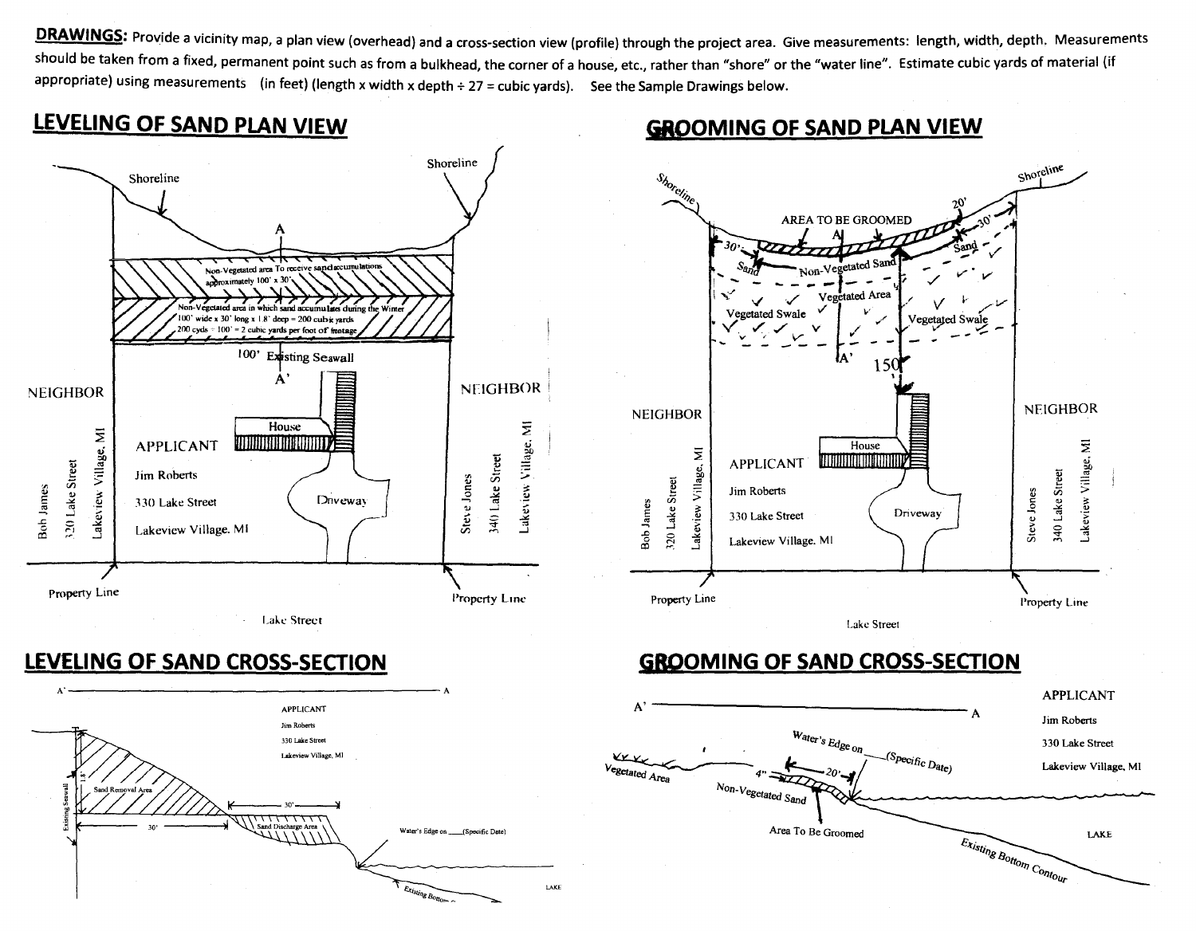**DRAWINGS:** Provide a vicinity map, a plan view (overhead) and a cross-section view (profile) through the project area. Give measurements: length, width, depth. Measurements should be taken from a fixed, permanent point such as from a bulkhead, the corner of a house, etc., rather than "shore" or the "water line". Estimate cubic yards of material (if appropriate) using measurements (in feet) (length x width x depth ÷ 27 = cubic yards). See the Sample Drawings below.

## LEVELING OF SAND PLAN VIEW

Shoreline

Shoreline

A

Non-Vegetated area To receive sand accumulations approximately 100' x 30'

Non-Vegetated area in which sand accumulates during the Winter
100' wide x 30' long x 1.8' deep = 200 cubic yards
200 cyds ÷ 100' = 2 cubic yards per foot of frontage

100' Existing Seawall

A'

NEIGHBOR

NEIGHBOR

House

APPLICANT
Jim Roberts
330 Lake Street
Lakeview Village, MI

Driveway

Bob James
320 Lake Street
Lakeview Village, MI

Steve Jones
340 Lake Street
Lakeview Village, MI

Property Line

Property Line

Lake Street

## GROOMING OF SAND PLAN VIEW

Shoreline

Shoreline

AREA TO BE GROOMED

A

20'

30'

30'

Sand

Non-Vegetated Sand

Sand

Vegetated Area

Vegetated Swale

Vegetated Swale

A'

150'

NEIGHBOR

NEIGHBOR

House

APPLICANT
Jim Roberts
330 Lake Street
Lakeview Village, MI

Driveway

Bob James
320 Lake Street
Lakeview Village, MI

Steve Jones
340 Lake Street
Lakeview Village, MI

Property Line

Property Line

Lake Street

## LEVELING OF SAND CROSS-SECTION

A' — A

APPLICANT
Jim Roberts
330 Lake Street
Lakeview Village, MI

Existing Seawall

1.8'

Sand Removal Area

30'

30'

Sand Discharge Area

Water's Edge on ____(Specific Date)

Existing Bottom C...

LAKE

## GROOMING OF SAND CROSS-SECTION

A' — A

APPLICANT
Jim Roberts
330 Lake Street
Lakeview Village, MI

Vegetated Area

Water's Edge on ____(Specific Date)

4"

20'

Non-Vegetated Sand

Area To Be Groomed

LAKE

Existing Bottom Contour